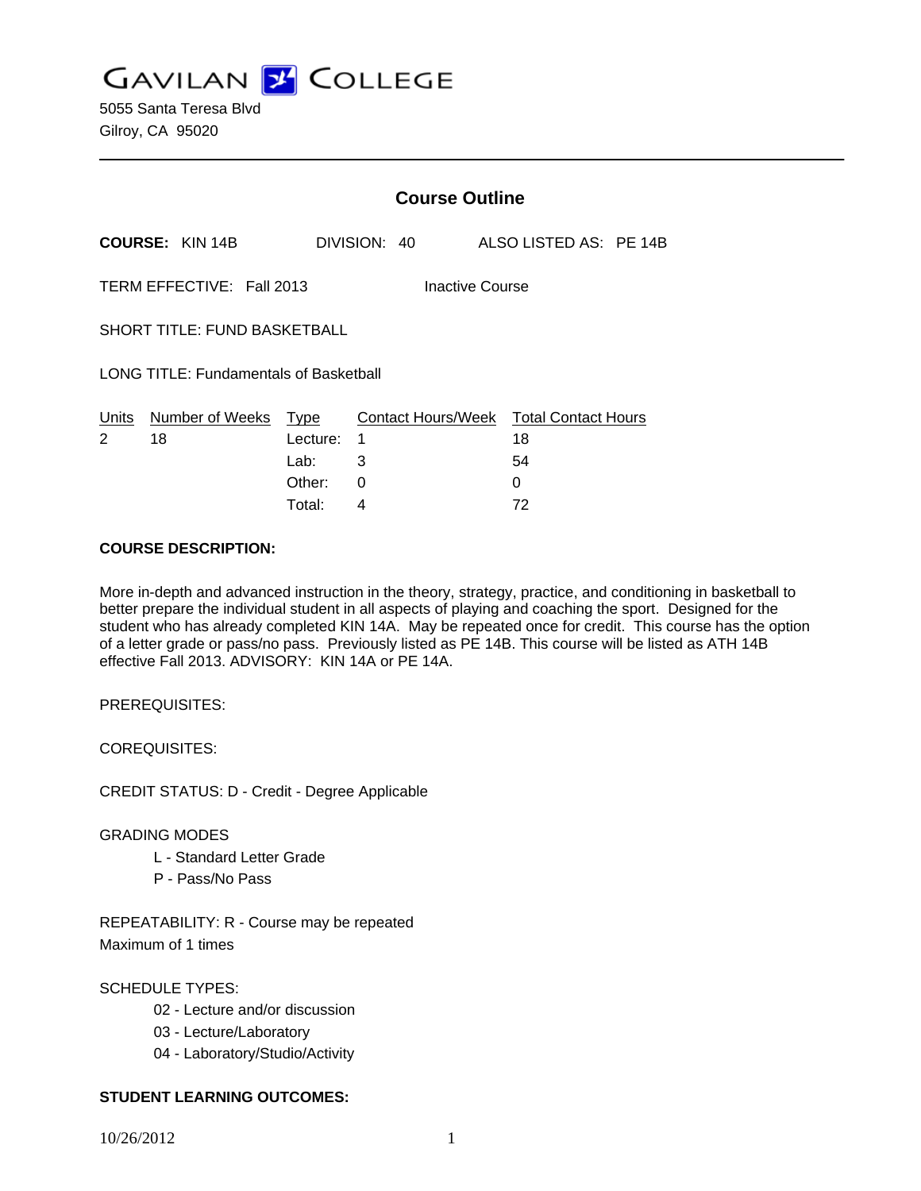GAVILAN COLLEGE

5055 Santa Teresa Blvd
Gilroy, CA 95020

# Course Outline

**COURSE:** KIN 14B    DIVISION: 40    ALSO LISTED AS: PE 14B

TERM EFFECTIVE: Fall 2013    Inactive Course

SHORT TITLE: FUND BASKETBALL

LONG TITLE: Fundamentals of Basketball

| Units | Number of Weeks | Type | Contact Hours/Week | Total Contact Hours |
|---|---|---|---|---|
| 2 | 18 | Lecture: | 1 | 18 |
| | | Lab: | 3 | 54 |
| | | Other: | 0 | 0 |
| | | Total: | 4 | 72 |

**COURSE DESCRIPTION:**

More in-depth and advanced instruction in the theory, strategy, practice, and conditioning in basketball to better prepare the individual student in all aspects of playing and coaching the sport. Designed for the student who has already completed KIN 14A. May be repeated once for credit. This course has the option of a letter grade or pass/no pass. Previously listed as PE 14B. This course will be listed as ATH 14B effective Fall 2013. ADVISORY: KIN 14A or PE 14A.

PREREQUISITES:

COREQUISITES:

CREDIT STATUS: D - Credit - Degree Applicable

GRADING MODES

- L - Standard Letter Grade
- P - Pass/No Pass

REPEATABILITY: R - Course may be repeated
Maximum of 1 times

SCHEDULE TYPES:

- 02 - Lecture and/or discussion
- 03 - Lecture/Laboratory
- 04 - Laboratory/Studio/Activity

**STUDENT LEARNING OUTCOMES:**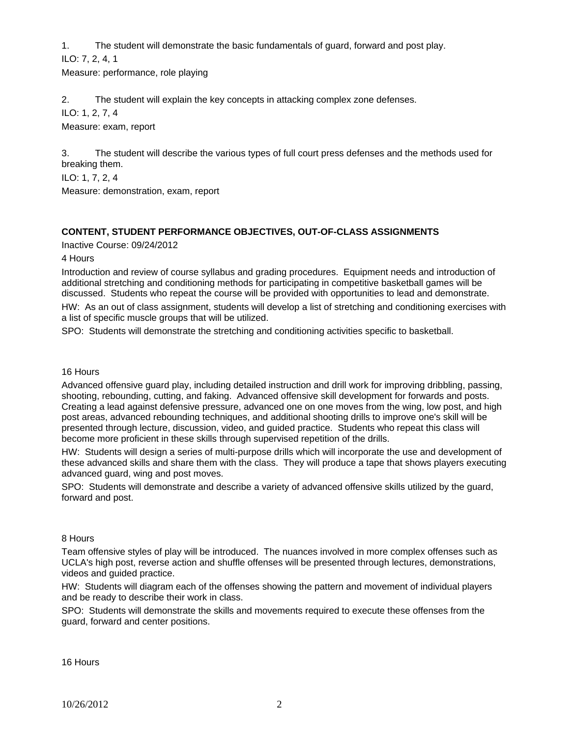1. The student will demonstrate the basic fundamentals of guard, forward and post play.

ILO: 7, 2, 4, 1

Measure: performance, role playing

2. The student will explain the key concepts in attacking complex zone defenses.

ILO: 1, 2, 7, 4

Measure: exam, report

3. The student will describe the various types of full court press defenses and the methods used for breaking them.

ILO: 1, 7, 2, 4

Measure: demonstration, exam, report

**CONTENT, STUDENT PERFORMANCE OBJECTIVES, OUT-OF-CLASS ASSIGNMENTS**

Inactive Course: 09/24/2012

4 Hours

Introduction and review of course syllabus and grading procedures. Equipment needs and introduction of additional stretching and conditioning methods for participating in competitive basketball games will be discussed. Students who repeat the course will be provided with opportunities to lead and demonstrate.

HW: As an out of class assignment, students will develop a list of stretching and conditioning exercises with a list of specific muscle groups that will be utilized.

SPO: Students will demonstrate the stretching and conditioning activities specific to basketball.

16 Hours

Advanced offensive guard play, including detailed instruction and drill work for improving dribbling, passing, shooting, rebounding, cutting, and faking. Advanced offensive skill development for forwards and posts. Creating a lead against defensive pressure, advanced one on one moves from the wing, low post, and high post areas, advanced rebounding techniques, and additional shooting drills to improve one's skill will be presented through lecture, discussion, video, and guided practice. Students who repeat this class will become more proficient in these skills through supervised repetition of the drills.

HW: Students will design a series of multi-purpose drills which will incorporate the use and development of these advanced skills and share them with the class. They will produce a tape that shows players executing advanced guard, wing and post moves.

SPO: Students will demonstrate and describe a variety of advanced offensive skills utilized by the guard, forward and post.

8 Hours

Team offensive styles of play will be introduced. The nuances involved in more complex offenses such as UCLA's high post, reverse action and shuffle offenses will be presented through lectures, demonstrations, videos and guided practice.

HW: Students will diagram each of the offenses showing the pattern and movement of individual players and be ready to describe their work in class.

SPO: Students will demonstrate the skills and movements required to execute these offenses from the guard, forward and center positions.

16 Hours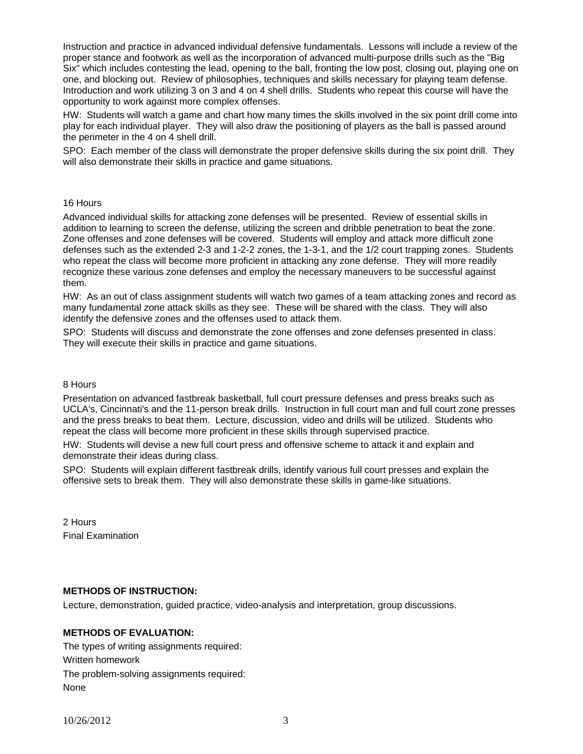Instruction and practice in advanced individual defensive fundamentals. Lessons will include a review of the proper stance and footwork as well as the incorporation of advanced multi-purpose drills such as the "Big Six" which includes contesting the lead, opening to the ball, fronting the low post, closing out, playing one on one, and blocking out. Review of philosophies, techniques and skills necessary for playing team defense. Introduction and work utilizing 3 on 3 and 4 on 4 shell drills. Students who repeat this course will have the opportunity to work against more complex offenses.

HW: Students will watch a game and chart how many times the skills involved in the six point drill come into play for each individual player. They will also draw the positioning of players as the ball is passed around the perimeter in the 4 on 4 shell drill.

SPO: Each member of the class will demonstrate the proper defensive skills during the six point drill. They will also demonstrate their skills in practice and game situations.

16 Hours

Advanced individual skills for attacking zone defenses will be presented. Review of essential skills in addition to learning to screen the defense, utilizing the screen and dribble penetration to beat the zone. Zone offenses and zone defenses will be covered. Students will employ and attack more difficult zone defenses such as the extended 2-3 and 1-2-2 zones, the 1-3-1, and the 1/2 court trapping zones. Students who repeat the class will become more proficient in attacking any zone defense. They will more readily recognize these various zone defenses and employ the necessary maneuvers to be successful against them.

HW: As an out of class assignment students will watch two games of a team attacking zones and record as many fundamental zone attack skills as they see. These will be shared with the class. They will also identify the defensive zones and the offenses used to attack them.

SPO: Students will discuss and demonstrate the zone offenses and zone defenses presented in class. They will execute their skills in practice and game situations.

8 Hours

Presentation on advanced fastbreak basketball, full court pressure defenses and press breaks such as UCLA's, Cincinnati's and the 11-person break drills. Instruction in full court man and full court zone presses and the press breaks to beat them. Lecture, discussion, video and drills will be utilized. Students who repeat the class will become more proficient in these skills through supervised practice.

HW: Students will devise a new full court press and offensive scheme to attack it and explain and demonstrate their ideas during class.

SPO: Students will explain different fastbreak drills, identify various full court presses and explain the offensive sets to break them. They will also demonstrate these skills in game-like situations.

2 Hours

Final Examination

**METHODS OF INSTRUCTION:**

Lecture, demonstration, guided practice, video-analysis and interpretation, group discussions.

**METHODS OF EVALUATION:**

The types of writing assignments required:

Written homework

The problem-solving assignments required:

None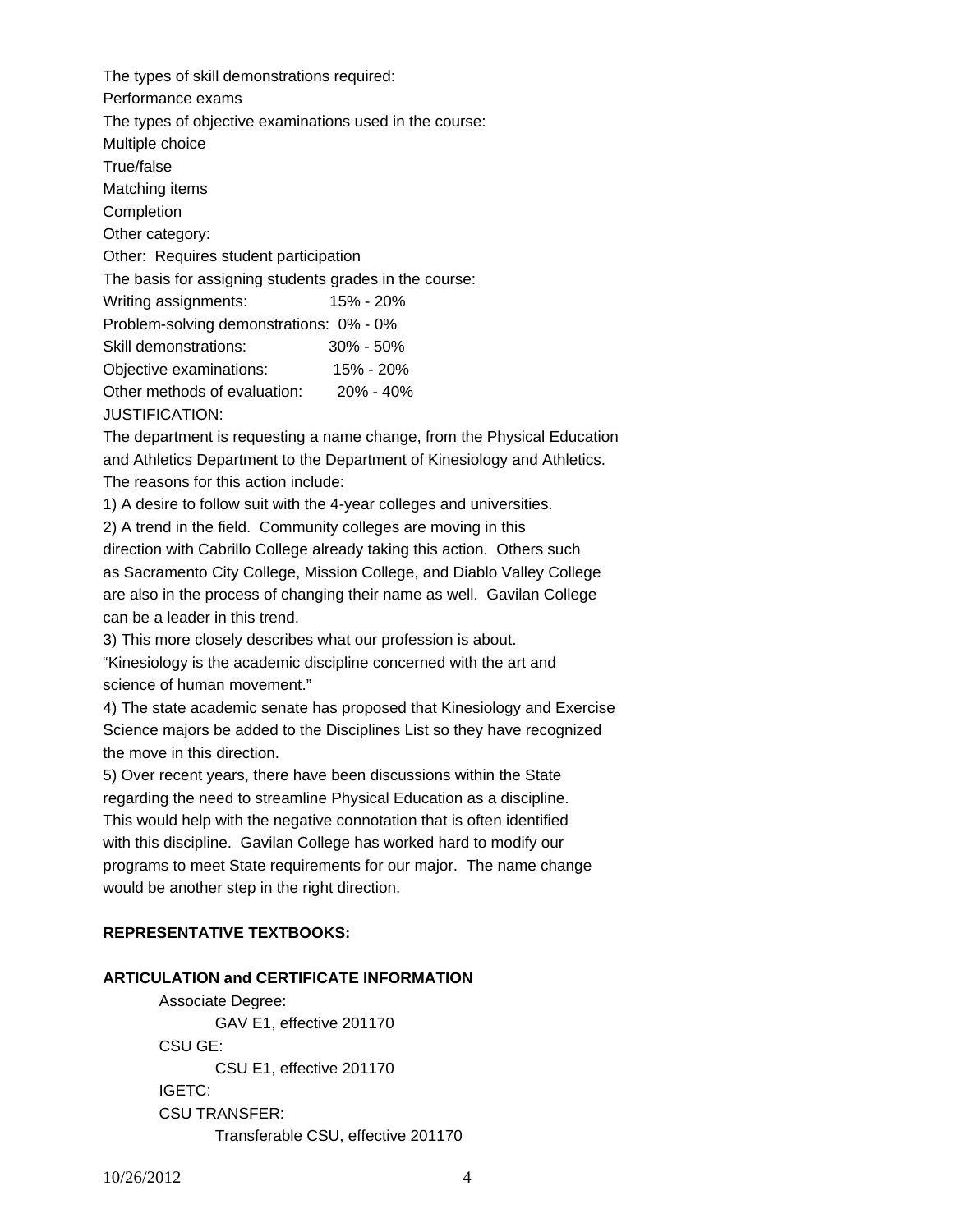The types of skill demonstrations required:

Performance exams

The types of objective examinations used in the course:

Multiple choice

True/false

Matching items

Completion

Other category:

Other: Requires student participation

The basis for assigning students grades in the course:

| | |
|---|---|
| Writing assignments: | 15% - 20% |
| Problem-solving demonstrations: | 0% - 0% |
| Skill demonstrations: | 30% - 50% |
| Objective examinations: | 15% - 20% |
| Other methods of evaluation: | 20% - 40% |

JUSTIFICATION:

The department is requesting a name change, from the Physical Education and Athletics Department to the Department of Kinesiology and Athletics. The reasons for this action include:

1) A desire to follow suit with the 4-year colleges and universities.

2) A trend in the field. Community colleges are moving in this direction with Cabrillo College already taking this action. Others such as Sacramento City College, Mission College, and Diablo Valley College are also in the process of changing their name as well. Gavilan College can be a leader in this trend.

3) This more closely describes what our profession is about. "Kinesiology is the academic discipline concerned with the art and science of human movement."

4) The state academic senate has proposed that Kinesiology and Exercise Science majors be added to the Disciplines List so they have recognized the move in this direction.

5) Over recent years, there have been discussions within the State regarding the need to streamline Physical Education as a discipline. This would help with the negative connotation that is often identified with this discipline. Gavilan College has worked hard to modify our programs to meet State requirements for our major. The name change would be another step in the right direction.

**REPRESENTATIVE TEXTBOOKS:**

**ARTICULATION and CERTIFICATE INFORMATION**

Associate Degree:
  GAV E1, effective 201170

CSU GE:
  CSU E1, effective 201170

IGETC:

CSU TRANSFER:
  Transferable CSU, effective 201170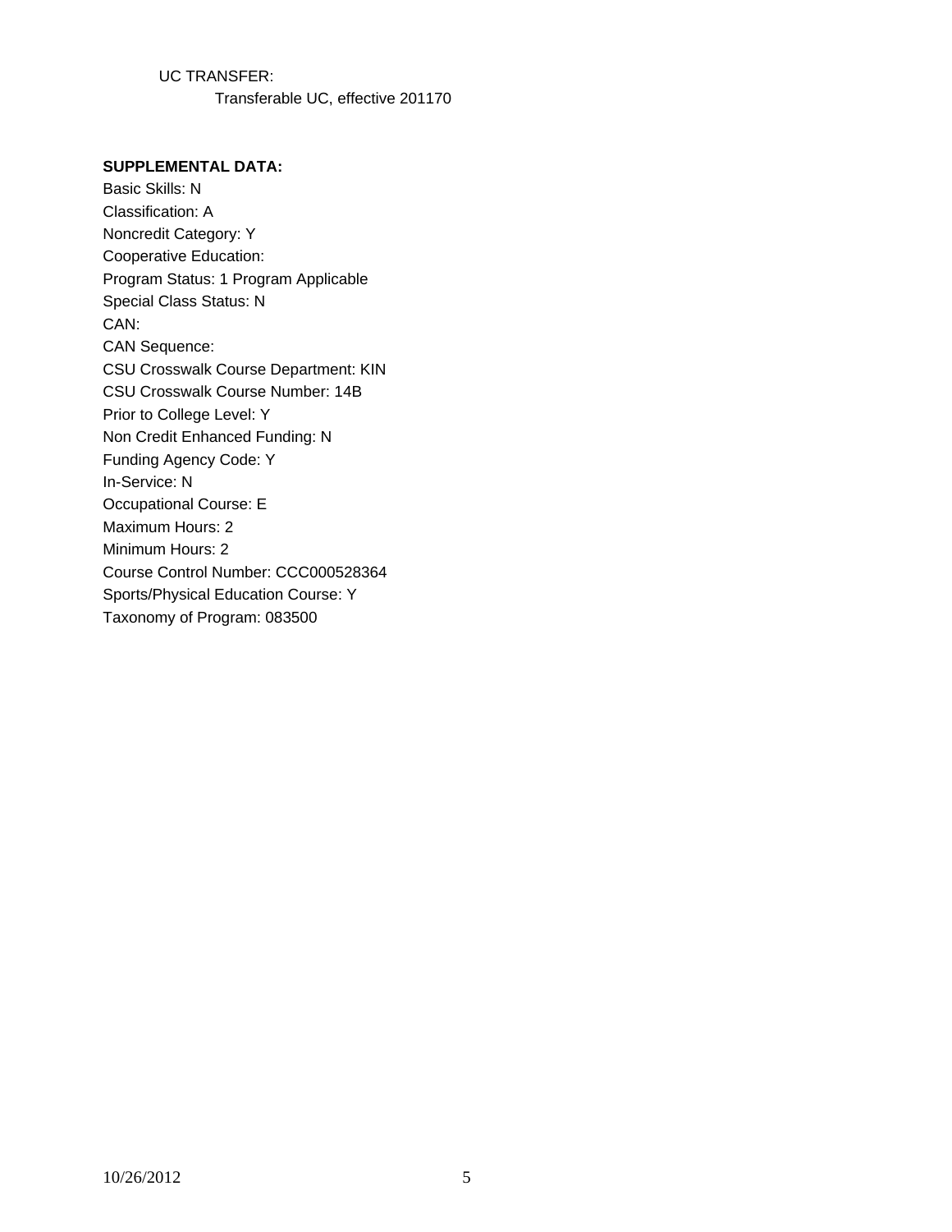UC TRANSFER:

Transferable UC, effective 201170

**SUPPLEMENTAL DATA:**

Basic Skills: N
Classification: A
Noncredit Category: Y
Cooperative Education:
Program Status: 1 Program Applicable
Special Class Status: N
CAN:
CAN Sequence:
CSU Crosswalk Course Department: KIN
CSU Crosswalk Course Number: 14B
Prior to College Level: Y
Non Credit Enhanced Funding: N
Funding Agency Code: Y
In-Service: N
Occupational Course: E
Maximum Hours: 2
Minimum Hours: 2
Course Control Number: CCC000528364
Sports/Physical Education Course: Y
Taxonomy of Program: 083500